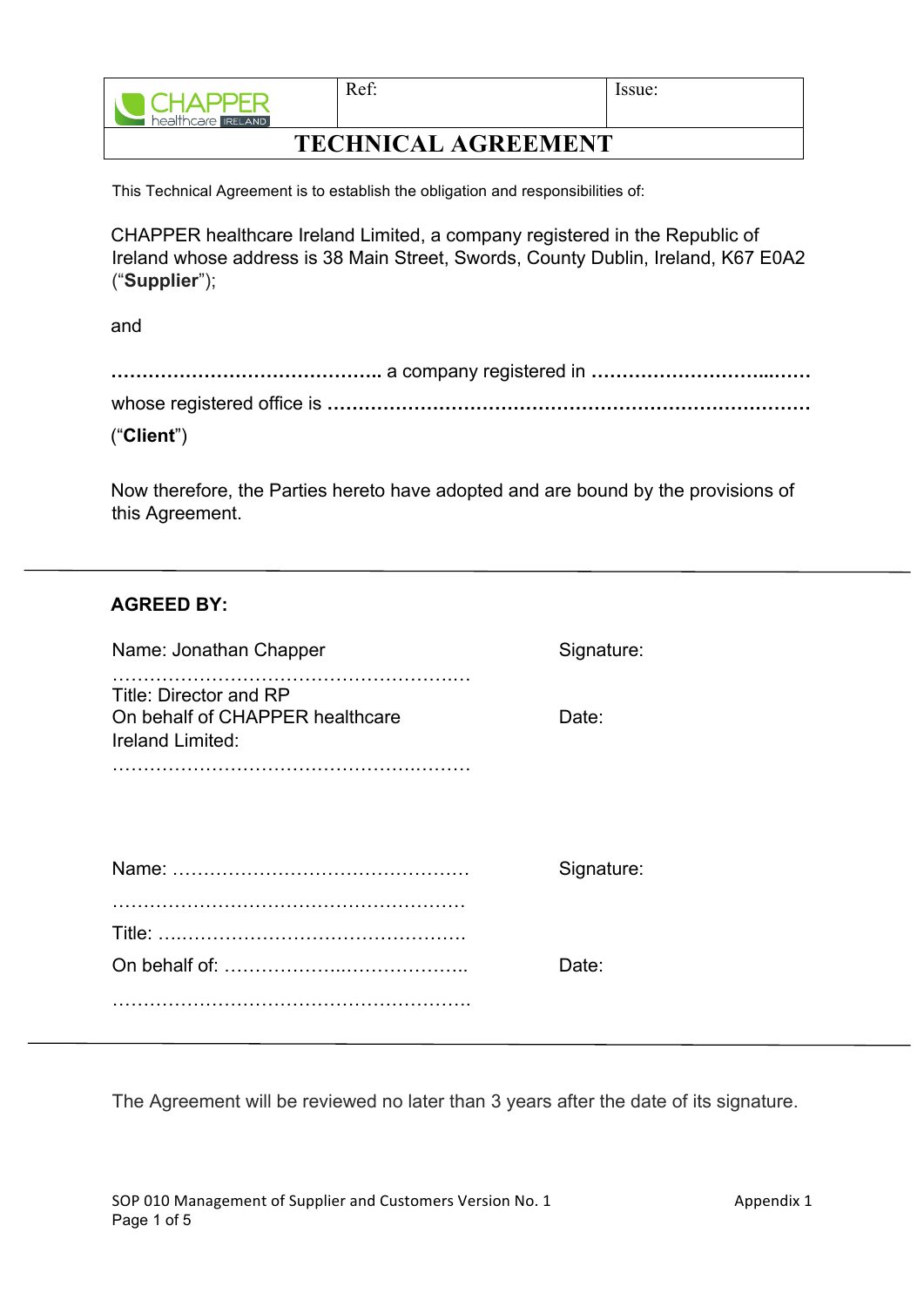| CHAPPER healthcare IRELAND | Ref: | Issue: |
|---|---|---|
| **TECHNICAL AGREEMENT** | | |

This Technical Agreement is to establish the obligation and responsibilities of:

CHAPPER healthcare Ireland Limited, a company registered in the Republic of Ireland whose address is 38 Main Street, Swords, County Dublin, Ireland, K67 E0A2 ("**Supplier**");

and

**……………………………………..** a company registered in **…………………………..……**

whose registered office is **……………………………………………………………………**

("**Client**")

Now therefore, the Parties hereto have adopted and are bound by the provisions of this Agreement.

---

**AGREED BY:**

| | |
|---|---|
| Name: Jonathan Chapper | Signature: |
| …………………………………………………. | |
| Title: Director and RP | |
| On behalf of CHAPPER healthcare Ireland Limited: | Date: |
| …………………………………………………. | |
| | |
| Name: …………………………………………. | Signature: |
| …………………………………………………. | |
| Title: …………………………………………. | |
| On behalf of: ……………….………………. | Date: |
| …………………………………………………. | |

---

The Agreement will be reviewed no later than 3 years after the date of its signature.

SOP 010 Management of Supplier and Customers Version No. 1 — Appendix 1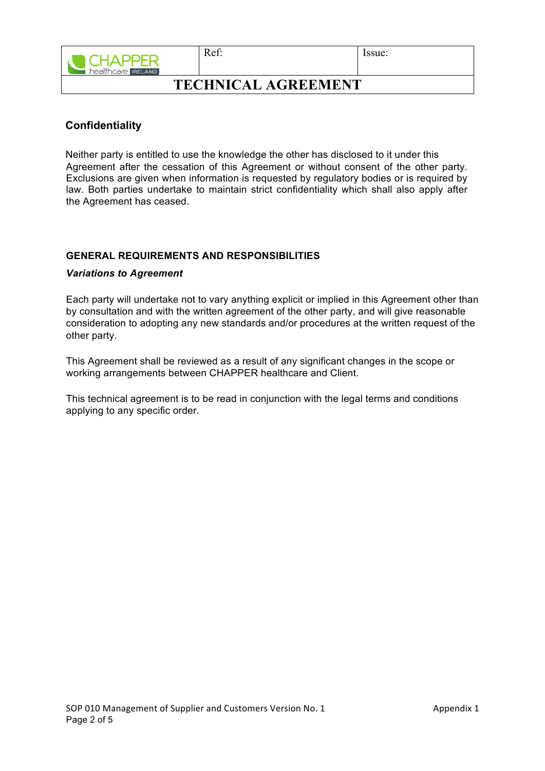## Confidentiality

Neither party is entitled to use the knowledge the other has disclosed to it under this Agreement after the cessation of this Agreement or without consent of the other party. Exclusions are given when information is requested by regulatory bodies or is required by law. Both parties undertake to maintain strict confidentiality which shall also apply after the Agreement has ceased.

### GENERAL REQUIREMENTS AND RESPONSIBILITIES

***Variations to Agreement***

Each party will undertake not to vary anything explicit or implied in this Agreement other than by consultation and with the written agreement of the other party, and will give reasonable consideration to adopting any new standards and/or procedures at the written request of the other party.

This Agreement shall be reviewed as a result of any significant changes in the scope or working arrangements between CHAPPER healthcare and Client.

This technical agreement is to be read in conjunction with the legal terms and conditions applying to any specific order.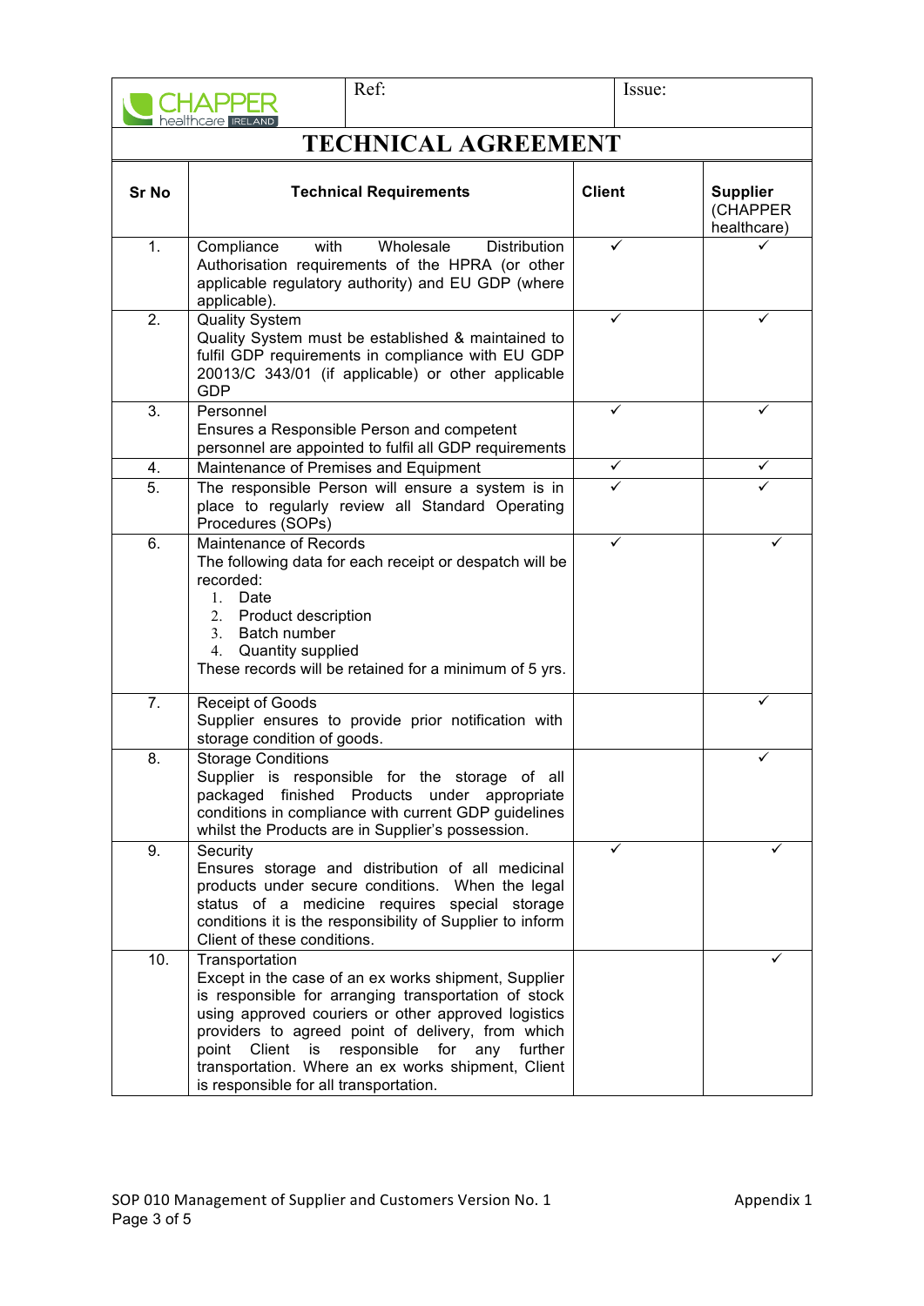| CHAPPER healthcare IRELAND | Ref: | Issue: |
|---|---|---|

# TECHNICAL AGREEMENT

| Sr No | Technical Requirements | Client | Supplier (CHAPPER healthcare) |
|---|---|---|---|
| 1. | Compliance with Wholesale Distribution Authorisation requirements of the HPRA (or other applicable regulatory authority) and EU GDP (where applicable). | ✓ | ✓ |
| 2. | Quality System<br>Quality System must be established & maintained to fulfil GDP requirements in compliance with EU GDP 20013/C 343/01 (if applicable) or other applicable GDP | ✓ | ✓ |
| 3. | Personnel<br>Ensures a Responsible Person and competent personnel are appointed to fulfil all GDP requirements | ✓ | ✓ |
| 4. | Maintenance of Premises and Equipment | ✓ | ✓ |
| 5. | The responsible Person will ensure a system is in place to regularly review all Standard Operating Procedures (SOPs) | ✓ | ✓ |
| 6. | Maintenance of Records<br>The following data for each receipt or despatch will be recorded:<br>1. Date<br>2. Product description<br>3. Batch number<br>4. Quantity supplied<br>These records will be retained for a minimum of 5 yrs. | ✓ | ✓ |
| 7. | Receipt of Goods<br>Supplier ensures to provide prior notification with storage condition of goods. | | ✓ |
| 8. | Storage Conditions<br>Supplier is responsible for the storage of all packaged finished Products under appropriate conditions in compliance with current GDP guidelines whilst the Products are in Supplier's possession. | | ✓ |
| 9. | Security<br>Ensures storage and distribution of all medicinal products under secure conditions. When the legal status of a medicine requires special storage conditions it is the responsibility of Supplier to inform Client of these conditions. | ✓ | ✓ |
| 10. | Transportation<br>Except in the case of an ex works shipment, Supplier is responsible for arranging transportation of stock using approved couriers or other approved logistics providers to agreed point of delivery, from which point Client is responsible for any further transportation. Where an ex works shipment, Client is responsible for all transportation. | | ✓ |

SOP 010 Management of Supplier and Customers Version No. 1 — Appendix 1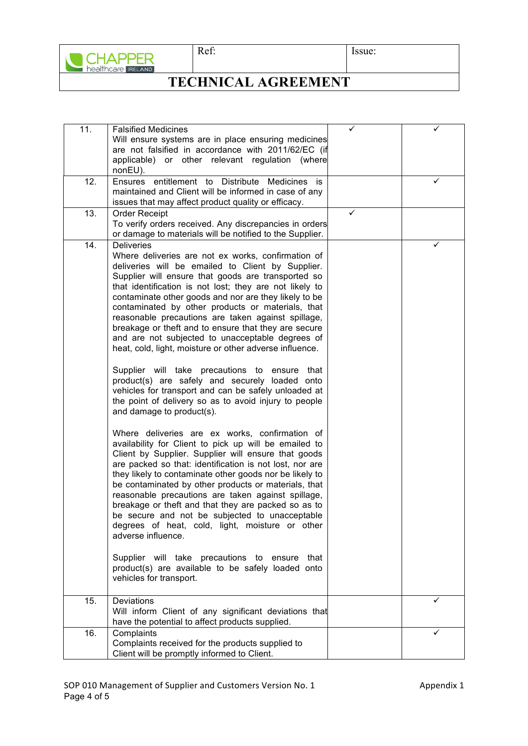| 11. | Falsified Medicines<br>Will ensure systems are in place ensuring medicines are not falsified in accordance with 2011/62/EC (if applicable) or other relevant regulation (where nonEU). | ✓ | ✓ |
|---|---|---|---|
| 12. | Ensures entitlement to Distribute Medicines is maintained and Client will be informed in case of any issues that may affect product quality or efficacy. | | ✓ |
| 13. | Order Receipt<br>To verify orders received. Any discrepancies in orders or damage to materials will be notified to the Supplier. | ✓ | |
| 14. | Deliveries<br>Where deliveries are not ex works, confirmation of deliveries will be emailed to Client by Supplier. Supplier will ensure that goods are transported so that identification is not lost; they are not likely to contaminate other goods and nor are they likely to be contaminated by other products or materials, that reasonable precautions are taken against spillage, breakage or theft and to ensure that they are secure and are not subjected to unacceptable degrees of heat, cold, light, moisture or other adverse influence.<br><br>Supplier will take precautions to ensure that product(s) are safely and securely loaded onto vehicles for transport and can be safely unloaded at the point of delivery so as to avoid injury to people and damage to product(s).<br><br>Where deliveries are ex works, confirmation of availability for Client to pick up will be emailed to Client by Supplier. Supplier will ensure that goods are packed so that: identification is not lost, nor are they likely to contaminate other goods nor be likely to be contaminated by other products or materials, that reasonable precautions are taken against spillage, breakage or theft and that they are packed so as to be secure and not be subjected to unacceptable degrees of heat, cold, light, moisture or other adverse influence.<br><br>Supplier will take precautions to ensure that product(s) are available to be safely loaded onto vehicles for transport. | | ✓ |
| 15. | Deviations<br>Will inform Client of any significant deviations that have the potential to affect products supplied. | | ✓ |
| 16. | Complaints<br>Complaints received for the products supplied to Client will be promptly informed to Client. | | ✓ |

SOP 010 Management of Supplier and Customers Version No. 1

Appendix 1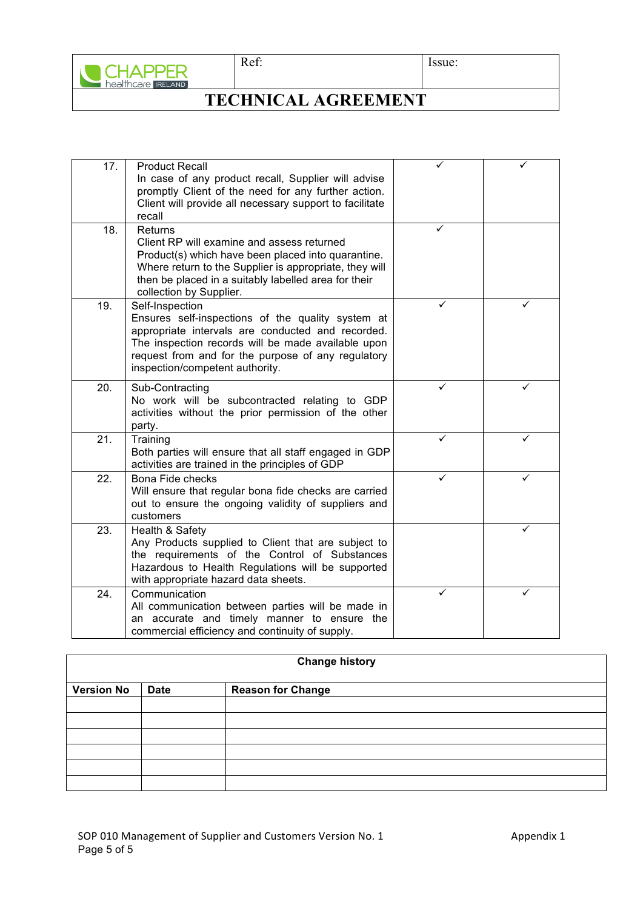| | | | |
|---|---|---|---|
| 17. | Product Recall<br>In case of any product recall, Supplier will advise promptly Client of the need for any further action. Client will provide all necessary support to facilitate recall | ✓ | ✓ |
| 18. | Returns<br>Client RP will examine and assess returned Product(s) which have been placed into quarantine. Where return to the Supplier is appropriate, they will then be placed in a suitably labelled area for their collection by Supplier. | ✓ | |
| 19. | Self-Inspection<br>Ensures self-inspections of the quality system at appropriate intervals are conducted and recorded. The inspection records will be made available upon request from and for the purpose of any regulatory inspection/competent authority. | ✓ | ✓ |
| 20. | Sub-Contracting<br>No work will be subcontracted relating to GDP activities without the prior permission of the other party. | ✓ | ✓ |
| 21. | Training<br>Both parties will ensure that all staff engaged in GDP activities are trained in the principles of GDP | ✓ | ✓ |
| 22. | Bona Fide checks<br>Will ensure that regular bona fide checks are carried out to ensure the ongoing validity of suppliers and customers | ✓ | ✓ |
| 23. | Health & Safety<br>Any Products supplied to Client that are subject to the requirements of the Control of Substances Hazardous to Health Regulations will be supported with appropriate hazard data sheets. | | ✓ |
| 24. | Communication<br>All communication between parties will be made in an accurate and timely manner to ensure the commercial efficiency and continuity of supply. | ✓ | ✓ |

**Change history**

| Version No | Date | Reason for Change |
|---|---|---|
| | | |
| | | |
| | | |
| | | |
| | | |
| | | |

SOP 010 Management of Supplier and Customers Version No. 1

Appendix 1